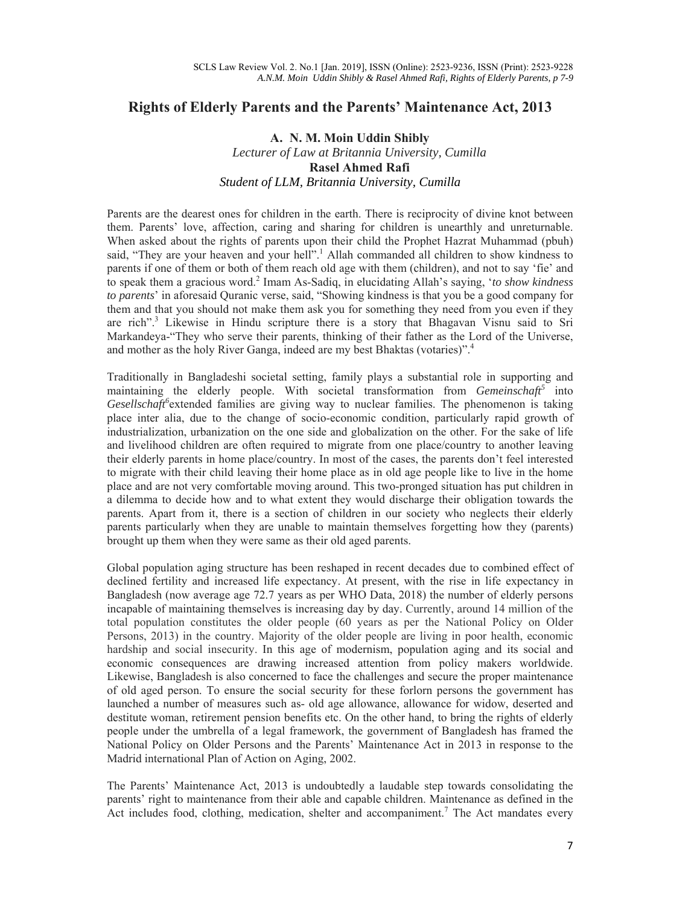# Rights of Elderly Parents and the Parents' Maintenance Act, 2013

**A. N. M. Moin Uddin Shibly**
*Lecturer of Law at Britannia University, Cumilla*
**Rasel Ahmed Rafi**
*Student of LLM, Britannia University, Cumilla*

Parents are the dearest ones for children in the earth. There is reciprocity of divine knot between them. Parents' love, affection, caring and sharing for children is unearthly and unreturnable. When asked about the rights of parents upon their child the Prophet Hazrat Muhammad (pbuh) said, "They are your heaven and your hell".[1] Allah commanded all children to show kindness to parents if one of them or both of them reach old age with them (children), and not to say 'fie' and to speak them a gracious word.[2] Imam As-Sadiq, in elucidating Allah's saying, '*to show kindness to parents*' in aforesaid Quranic verse, said, "Showing kindness is that you be a good company for them and that you should not make them ask you for something they need from you even if they are rich".[3] Likewise in Hindu scripture there is a story that Bhagavan Visnu said to Sri Markandeya-"They who serve their parents, thinking of their father as the Lord of the Universe, and mother as the holy River Ganga, indeed are my best Bhaktas (votaries)".[4]

Traditionally in Bangladeshi societal setting, family plays a substantial role in supporting and maintaining the elderly people. With societal transformation from *Gemeinschaft*[5] into *Gesellschaft*[6]extended families are giving way to nuclear families. The phenomenon is taking place inter alia, due to the change of socio-economic condition, particularly rapid growth of industrialization, urbanization on the one side and globalization on the other. For the sake of life and livelihood children are often required to migrate from one place/country to another leaving their elderly parents in home place/country. In most of the cases, the parents don't feel interested to migrate with their child leaving their home place as in old age people like to live in the home place and are not very comfortable moving around. This two-pronged situation has put children in a dilemma to decide how and to what extent they would discharge their obligation towards the parents. Apart from it, there is a section of children in our society who neglects their elderly parents particularly when they are unable to maintain themselves forgetting how they (parents) brought up them when they were same as their old aged parents.

Global population aging structure has been reshaped in recent decades due to combined effect of declined fertility and increased life expectancy. At present, with the rise in life expectancy in Bangladesh (now average age 72.7 years as per WHO Data, 2018) the number of elderly persons incapable of maintaining themselves is increasing day by day. Currently, around 14 million of the total population constitutes the older people (60 years as per the National Policy on Older Persons, 2013) in the country. Majority of the older people are living in poor health, economic hardship and social insecurity. In this age of modernism, population aging and its social and economic consequences are drawing increased attention from policy makers worldwide. Likewise, Bangladesh is also concerned to face the challenges and secure the proper maintenance of old aged person. To ensure the social security for these forlorn persons the government has launched a number of measures such as- old age allowance, allowance for widow, deserted and destitute woman, retirement pension benefits etc. On the other hand, to bring the rights of elderly people under the umbrella of a legal framework, the government of Bangladesh has framed the National Policy on Older Persons and the Parents' Maintenance Act in 2013 in response to the Madrid international Plan of Action on Aging, 2002.

The Parents' Maintenance Act, 2013 is undoubtedly a laudable step towards consolidating the parents' right to maintenance from their able and capable children. Maintenance as defined in the Act includes food, clothing, medication, shelter and accompaniment.[7] The Act mandates every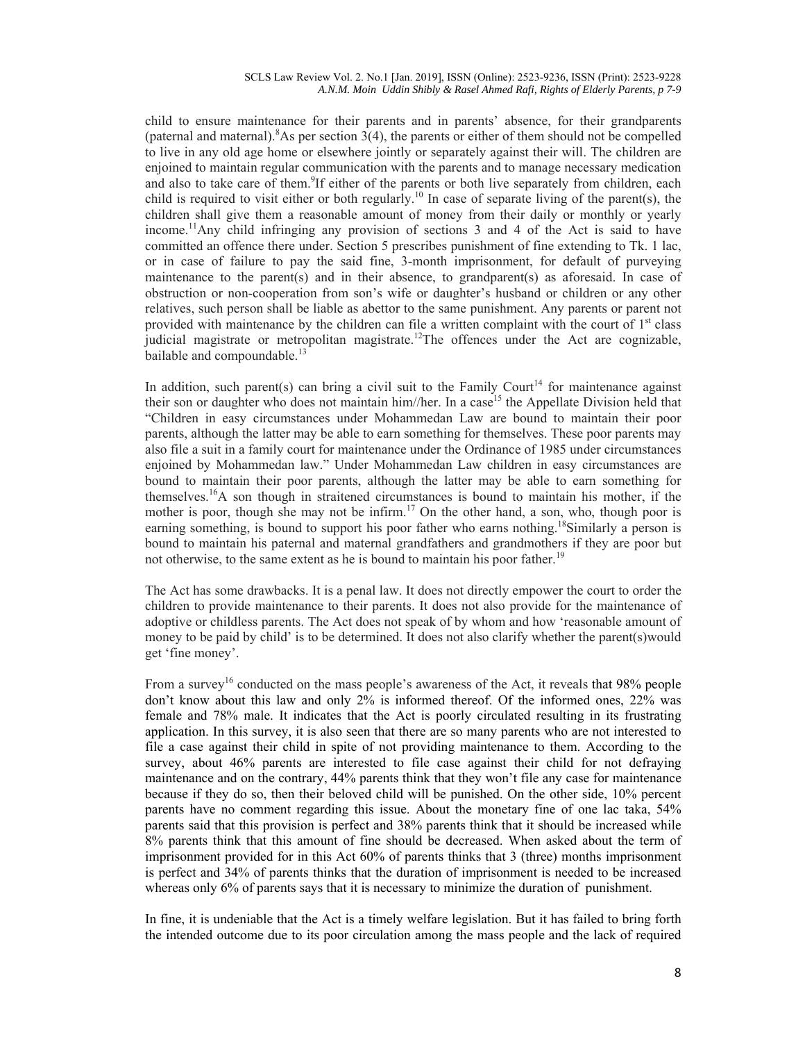child to ensure maintenance for their parents and in parents' absence, for their grandparents (paternal and maternal).[8]As per section 3(4), the parents or either of them should not be compelled to live in any old age home or elsewhere jointly or separately against their will. The children are enjoined to maintain regular communication with the parents and to manage necessary medication and also to take care of them.[9]If either of the parents or both live separately from children, each child is required to visit either or both regularly.[10] In case of separate living of the parent(s), the children shall give them a reasonable amount of money from their daily or monthly or yearly income.[11]Any child infringing any provision of sections 3 and 4 of the Act is said to have committed an offence there under. Section 5 prescribes punishment of fine extending to Tk. 1 lac, or in case of failure to pay the said fine, 3-month imprisonment, for default of purveying maintenance to the parent(s) and in their absence, to grandparent(s) as aforesaid. In case of obstruction or non-cooperation from son's wife or daughter's husband or children or any other relatives, such person shall be liable as abettor to the same punishment. Any parents or parent not provided with maintenance by the children can file a written complaint with the court of 1st class judicial magistrate or metropolitan magistrate.[12]The offences under the Act are cognizable, bailable and compoundable.[13]

In addition, such parent(s) can bring a civil suit to the Family Court[14] for maintenance against their son or daughter who does not maintain him//her. In a case[15] the Appellate Division held that "Children in easy circumstances under Mohammedan Law are bound to maintain their poor parents, although the latter may be able to earn something for themselves. These poor parents may also file a suit in a family court for maintenance under the Ordinance of 1985 under circumstances enjoined by Mohammedan law." Under Mohammedan Law children in easy circumstances are bound to maintain their poor parents, although the latter may be able to earn something for themselves.[16]A son though in straitened circumstances is bound to maintain his mother, if the mother is poor, though she may not be infirm.[17] On the other hand, a son, who, though poor is earning something, is bound to support his poor father who earns nothing.[18]Similarly a person is bound to maintain his paternal and maternal grandfathers and grandmothers if they are poor but not otherwise, to the same extent as he is bound to maintain his poor father.[19]

The Act has some drawbacks. It is a penal law. It does not directly empower the court to order the children to provide maintenance to their parents. It does not also provide for the maintenance of adoptive or childless parents. The Act does not speak of by whom and how 'reasonable amount of money to be paid by child' is to be determined. It does not also clarify whether the parent(s)would get 'fine money'.

From a survey[16] conducted on the mass people's awareness of the Act, it reveals that 98% people don't know about this law and only 2% is informed thereof. Of the informed ones, 22% was female and 78% male. It indicates that the Act is poorly circulated resulting in its frustrating application. In this survey, it is also seen that there are so many parents who are not interested to file a case against their child in spite of not providing maintenance to them. According to the survey, about 46% parents are interested to file case against their child for not defraying maintenance and on the contrary, 44% parents think that they won't file any case for maintenance because if they do so, then their beloved child will be punished. On the other side, 10% percent parents have no comment regarding this issue. About the monetary fine of one lac taka, 54% parents said that this provision is perfect and 38% parents think that it should be increased while 8% parents think that this amount of fine should be decreased. When asked about the term of imprisonment provided for in this Act 60% of parents thinks that 3 (three) months imprisonment is perfect and 34% of parents thinks that the duration of imprisonment is needed to be increased whereas only 6% of parents says that it is necessary to minimize the duration of punishment.

In fine, it is undeniable that the Act is a timely welfare legislation. But it has failed to bring forth the intended outcome due to its poor circulation among the mass people and the lack of required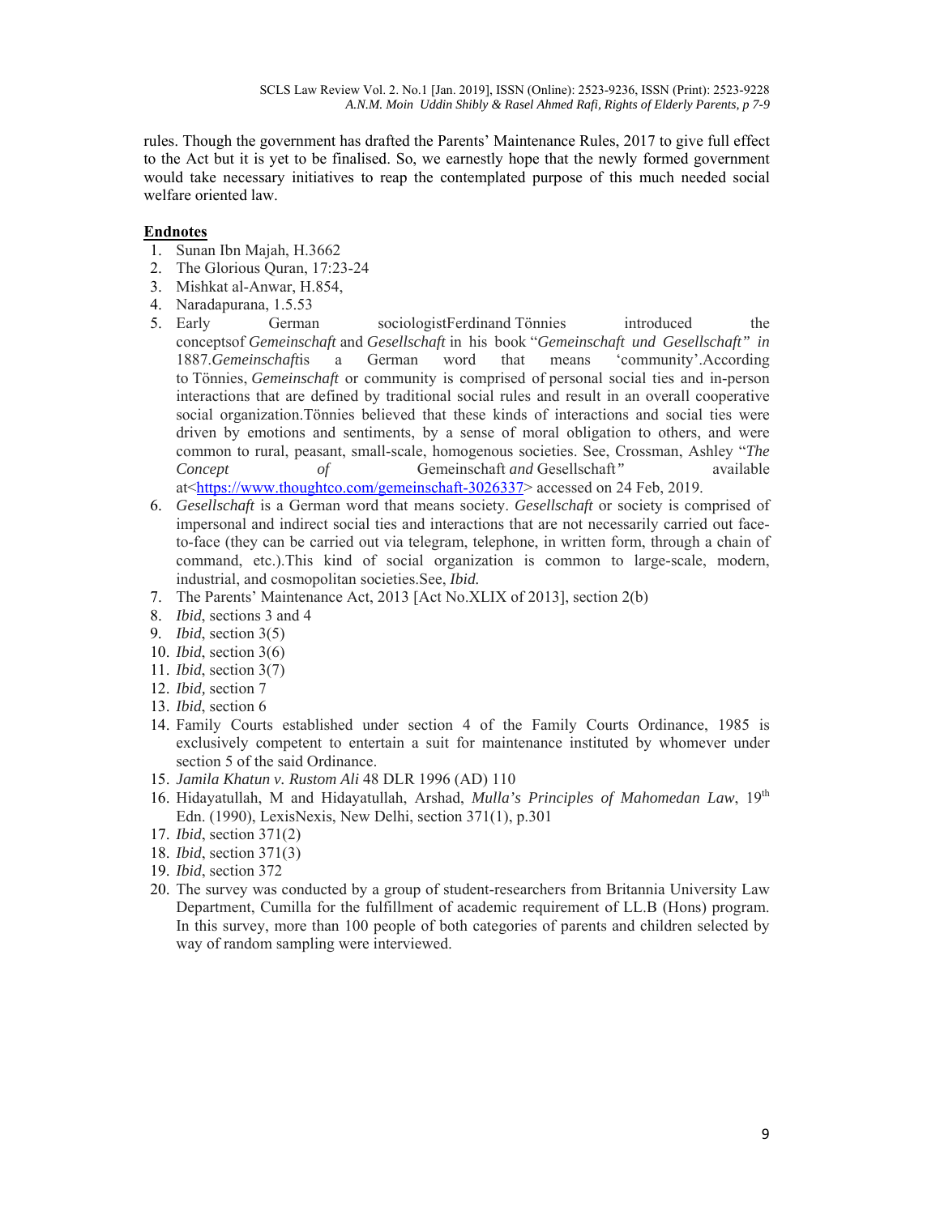rules. Though the government has drafted the Parents' Maintenance Rules, 2017 to give full effect to the Act but it is yet to be finalised. So, we earnestly hope that the newly formed government would take necessary initiatives to reap the contemplated purpose of this much needed social welfare oriented law.

**Endnotes**

1. Sunan Ibn Majah, H.3662
2. The Glorious Quran, 17:23-24
3. Mishkat al-Anwar, H.854,
4. Naradapurana, 1.5.53
5. Early German sociologistFerdinand Tönnies introduced the conceptsof *Gemeinschaft* and *Gesellschaft* in his book "*Gemeinschaft und Gesellschaft" in* 1887.*Gemeinschaft*is a German word that means 'community'.According to Tönnies, *Gemeinschaft* or community is comprised of personal social ties and in-person interactions that are defined by traditional social rules and result in an overall cooperative social organization.Tönnies believed that these kinds of interactions and social ties were driven by emotions and sentiments, by a sense of moral obligation to others, and were common to rural, peasant, small-scale, homogenous societies. See, Crossman, Ashley "*The Concept of* Gemeinschaft *and* Gesellschaft*"* available at<https://www.thoughtco.com/gemeinschaft-3026337> accessed on 24 Feb, 2019.
6. *Gesellschaft* is a German word that means society. *Gesellschaft* or society is comprised of impersonal and indirect social ties and interactions that are not necessarily carried out face-to-face (they can be carried out via telegram, telephone, in written form, through a chain of command, etc.).This kind of social organization is common to large-scale, modern, industrial, and cosmopolitan societies.See, *Ibid.*
7. The Parents' Maintenance Act, 2013 [Act No.XLIX of 2013], section 2(b)
8. *Ibid*, sections 3 and 4
9. *Ibid*, section 3(5)
10. *Ibid*, section 3(6)
11. *Ibid*, section 3(7)
12. *Ibid*, section 7
13. *Ibid*, section 6
14. Family Courts established under section 4 of the Family Courts Ordinance, 1985 is exclusively competent to entertain a suit for maintenance instituted by whomever under section 5 of the said Ordinance.
15. *Jamila Khatun v. Rustom Ali* 48 DLR 1996 (AD) 110
16. Hidayatullah, M and Hidayatullah, Arshad, *Mulla's Principles of Mahomedan Law*, 19th Edn. (1990), LexisNexis, New Delhi, section 371(1), p.301
17. *Ibid*, section 371(2)
18. *Ibid*, section 371(3)
19. *Ibid*, section 372
20. The survey was conducted by a group of student-researchers from Britannia University Law Department, Cumilla for the fulfillment of academic requirement of LL.B (Hons) program. In this survey, more than 100 people of both categories of parents and children selected by way of random sampling were interviewed.